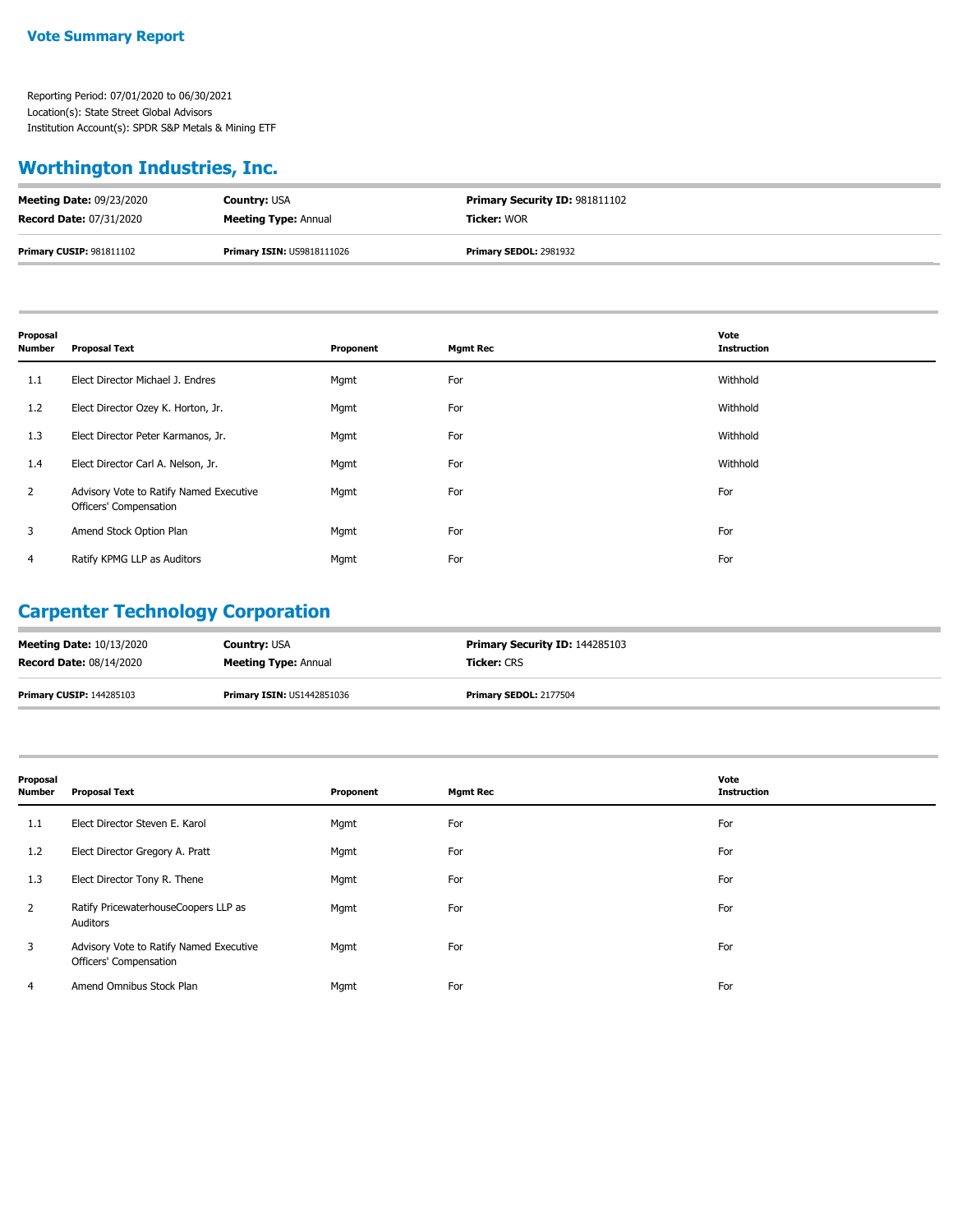# Vote Summary Report

Reporting Period: 07/01/2020 to 06/30/2021
Location(s): State Street Global Advisors
Institution Account(s): SPDR S&P Metals & Mining ETF

## Worthington Industries, Inc.

| | | |
|---|---|---|
| **Meeting Date:** 09/23/2020 | **Country:** USA | **Primary Security ID:** 981811102 |
| **Record Date:** 07/31/2020 | **Meeting Type:** Annual | **Ticker:** WOR |
| **Primary CUSIP:** 981811102 | **Primary ISIN:** US9818111026 | **Primary SEDOL:** 2981932 |

| Proposal Number | Proposal Text | Proponent | Mgmt Rec | Vote Instruction |
|---|---|---|---|---|
| 1.1 | Elect Director Michael J. Endres | Mgmt | For | Withhold |
| 1.2 | Elect Director Ozey K. Horton, Jr. | Mgmt | For | Withhold |
| 1.3 | Elect Director Peter Karmanos, Jr. | Mgmt | For | Withhold |
| 1.4 | Elect Director Carl A. Nelson, Jr. | Mgmt | For | Withhold |
| 2 | Advisory Vote to Ratify Named Executive Officers' Compensation | Mgmt | For | For |
| 3 | Amend Stock Option Plan | Mgmt | For | For |
| 4 | Ratify KPMG LLP as Auditors | Mgmt | For | For |

## Carpenter Technology Corporation

| | | |
|---|---|---|
| **Meeting Date:** 10/13/2020 | **Country:** USA | **Primary Security ID:** 144285103 |
| **Record Date:** 08/14/2020 | **Meeting Type:** Annual | **Ticker:** CRS |
| **Primary CUSIP:** 144285103 | **Primary ISIN:** US1442851036 | **Primary SEDOL:** 2177504 |

| Proposal Number | Proposal Text | Proponent | Mgmt Rec | Vote Instruction |
|---|---|---|---|---|
| 1.1 | Elect Director Steven E. Karol | Mgmt | For | For |
| 1.2 | Elect Director Gregory A. Pratt | Mgmt | For | For |
| 1.3 | Elect Director Tony R. Thene | Mgmt | For | For |
| 2 | Ratify PricewaterhouseCoopers LLP as Auditors | Mgmt | For | For |
| 3 | Advisory Vote to Ratify Named Executive Officers' Compensation | Mgmt | For | For |
| 4 | Amend Omnibus Stock Plan | Mgmt | For | For |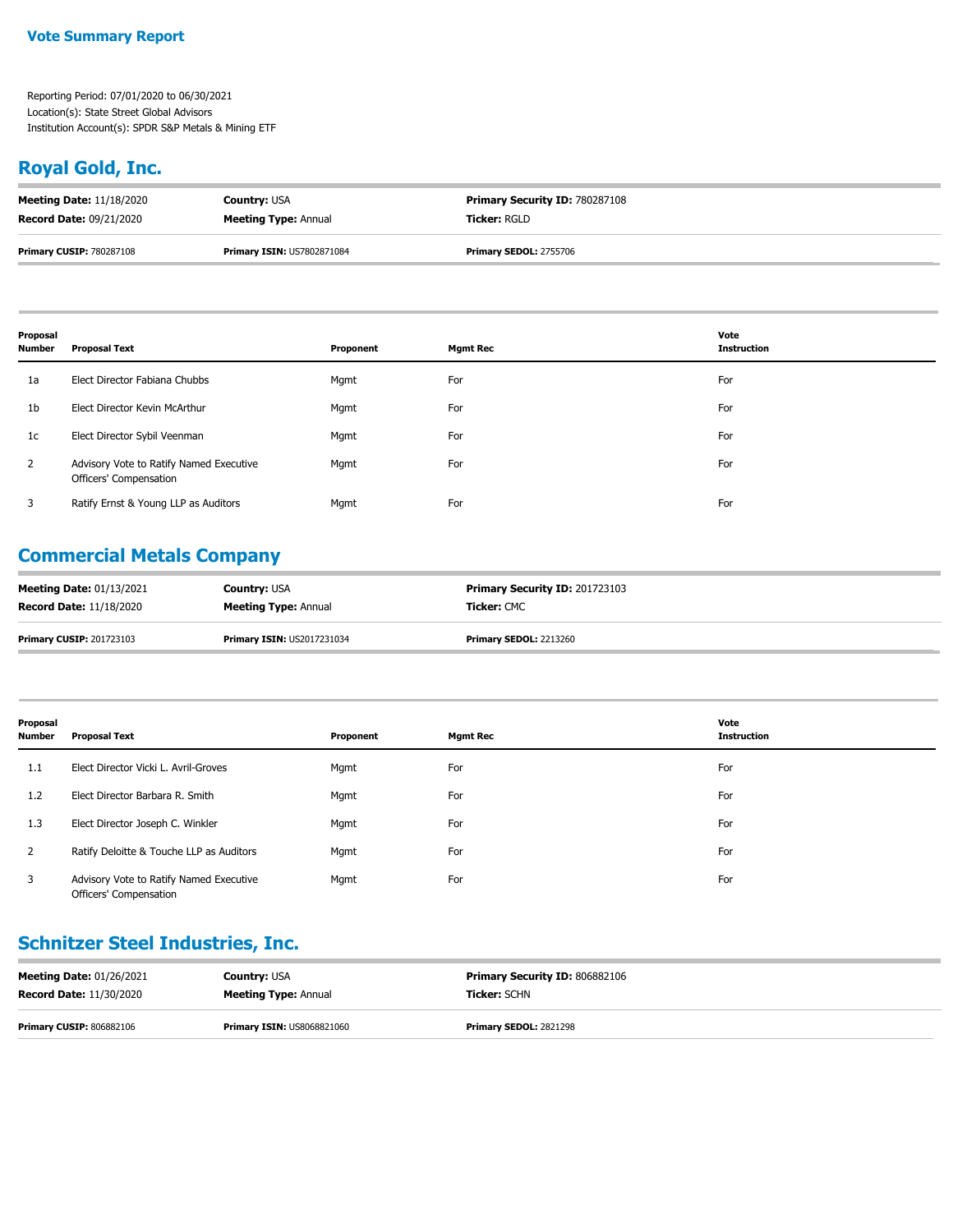**Vote Summary Report**

Reporting Period: 07/01/2020 to 06/30/2021
Location(s): State Street Global Advisors
Institution Account(s): SPDR S&P Metals & Mining ETF

## Royal Gold, Inc.

| **Meeting Date:** 11/18/2020 | **Country:** USA | **Primary Security ID:** 780287108 |
|---|---|---|
| **Record Date:** 09/21/2020 | **Meeting Type:** Annual | **Ticker:** RGLD |
| **Primary CUSIP:** 780287108 | **Primary ISIN:** US7802871084 | **Primary SEDOL:** 2755706 |

| Proposal Number | Proposal Text | Proponent | Mgmt Rec | Vote Instruction |
|---|---|---|---|---|
| 1a | Elect Director Fabiana Chubbs | Mgmt | For | For |
| 1b | Elect Director Kevin McArthur | Mgmt | For | For |
| 1c | Elect Director Sybil Veenman | Mgmt | For | For |
| 2 | Advisory Vote to Ratify Named Executive Officers' Compensation | Mgmt | For | For |
| 3 | Ratify Ernst & Young LLP as Auditors | Mgmt | For | For |

## Commercial Metals Company

| **Meeting Date:** 01/13/2021 | **Country:** USA | **Primary Security ID:** 201723103 |
|---|---|---|
| **Record Date:** 11/18/2020 | **Meeting Type:** Annual | **Ticker:** CMC |
| **Primary CUSIP:** 201723103 | **Primary ISIN:** US2017231034 | **Primary SEDOL:** 2213260 |

| Proposal Number | Proposal Text | Proponent | Mgmt Rec | Vote Instruction |
|---|---|---|---|---|
| 1.1 | Elect Director Vicki L. Avril-Groves | Mgmt | For | For |
| 1.2 | Elect Director Barbara R. Smith | Mgmt | For | For |
| 1.3 | Elect Director Joseph C. Winkler | Mgmt | For | For |
| 2 | Ratify Deloitte & Touche LLP as Auditors | Mgmt | For | For |
| 3 | Advisory Vote to Ratify Named Executive Officers' Compensation | Mgmt | For | For |

## Schnitzer Steel Industries, Inc.

| **Meeting Date:** 01/26/2021 | **Country:** USA | **Primary Security ID:** 806882106 |
|---|---|---|
| **Record Date:** 11/30/2020 | **Meeting Type:** Annual | **Ticker:** SCHN |
| **Primary CUSIP:** 806882106 | **Primary ISIN:** US8068821060 | **Primary SEDOL:** 2821298 |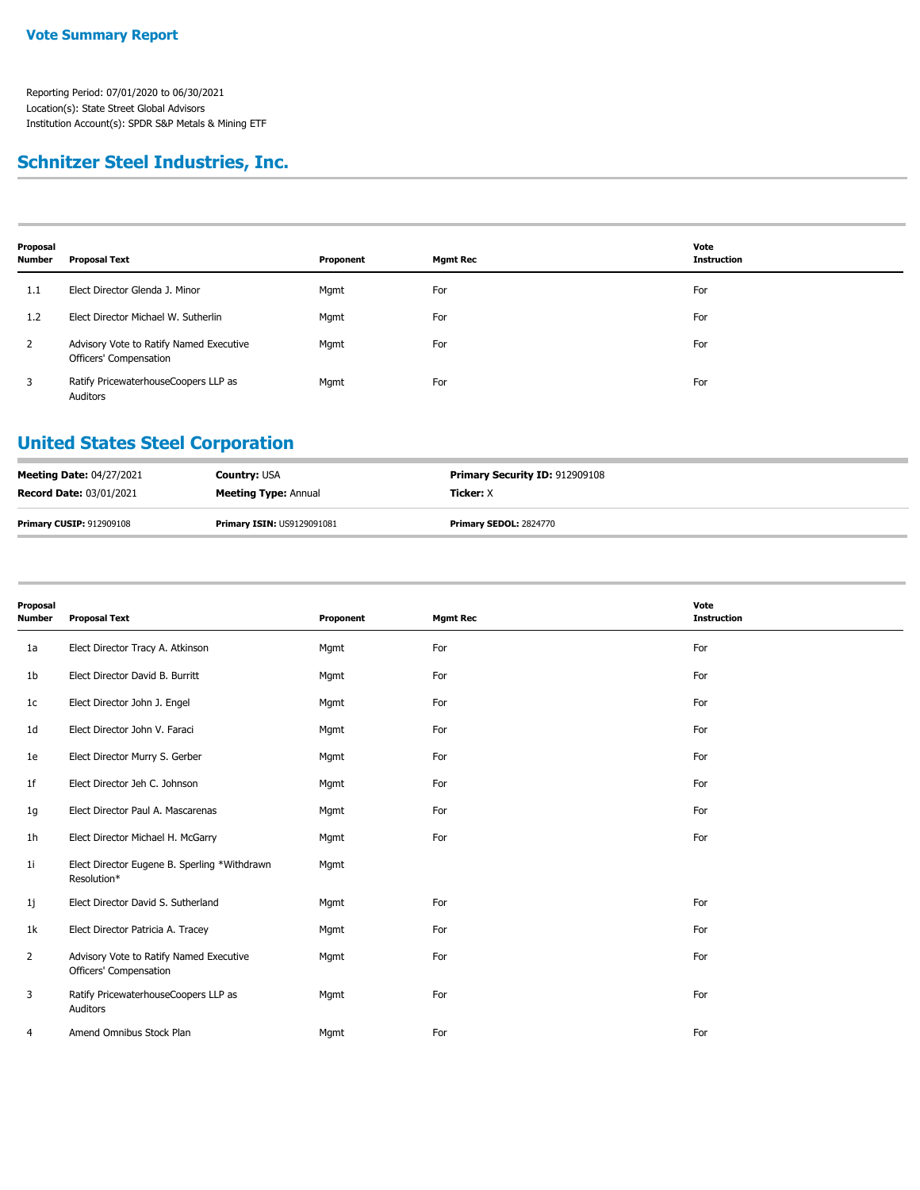## Schnitzer Steel Industries, Inc.

| Proposal Number | Proposal Text | Proponent | Mgmt Rec | Vote Instruction |
|---|---|---|---|---|
| 1.1 | Elect Director Glenda J. Minor | Mgmt | For | For |
| 1.2 | Elect Director Michael W. Sutherlin | Mgmt | For | For |
| 2 | Advisory Vote to Ratify Named Executive Officers' Compensation | Mgmt | For | For |
| 3 | Ratify PricewaterhouseCoopers LLP as Auditors | Mgmt | For | For |

## United States Steel Corporation

**Meeting Date:** 04/27/2021 **Country:** USA **Primary Security ID:** 912909108
**Record Date:** 03/01/2021 **Meeting Type:** Annual **Ticker:** X
**Primary CUSIP:** 912909108 **Primary ISIN:** US9129091081 **Primary SEDOL:** 2824770

| Proposal Number | Proposal Text | Proponent | Mgmt Rec | Vote Instruction |
|---|---|---|---|---|
| 1a | Elect Director Tracy A. Atkinson | Mgmt | For | For |
| 1b | Elect Director David B. Burritt | Mgmt | For | For |
| 1c | Elect Director John J. Engel | Mgmt | For | For |
| 1d | Elect Director John V. Faraci | Mgmt | For | For |
| 1e | Elect Director Murry S. Gerber | Mgmt | For | For |
| 1f | Elect Director Jeh C. Johnson | Mgmt | For | For |
| 1g | Elect Director Paul A. Mascarenas | Mgmt | For | For |
| 1h | Elect Director Michael H. McGarry | Mgmt | For | For |
| 1i | Elect Director Eugene B. Sperling *Withdrawn Resolution* | Mgmt | | |
| 1j | Elect Director David S. Sutherland | Mgmt | For | For |
| 1k | Elect Director Patricia A. Tracey | Mgmt | For | For |
| 2 | Advisory Vote to Ratify Named Executive Officers' Compensation | Mgmt | For | For |
| 3 | Ratify PricewaterhouseCoopers LLP as Auditors | Mgmt | For | For |
| 4 | Amend Omnibus Stock Plan | Mgmt | For | For |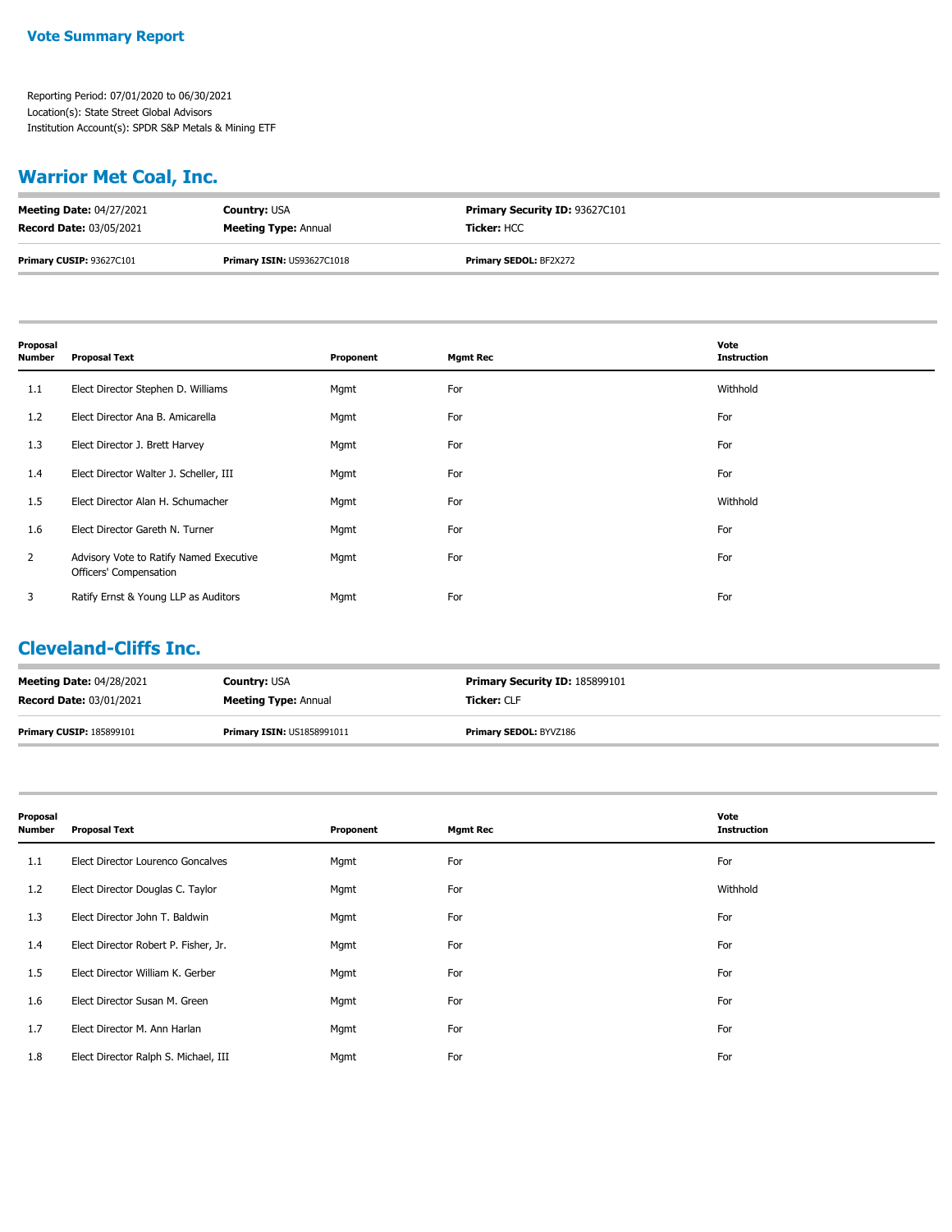**Vote Summary Report**

Reporting Period: 07/01/2020 to 06/30/2021
Location(s): State Street Global Advisors
Institution Account(s): SPDR S&P Metals & Mining ETF

## Warrior Met Coal, Inc.

| | | |
|---|---|---|
| **Meeting Date:** 04/27/2021 | **Country:** USA | **Primary Security ID:** 93627C101 |
| **Record Date:** 03/05/2021 | **Meeting Type:** Annual | **Ticker:** HCC |
| **Primary CUSIP:** 93627C101 | **Primary ISIN:** US93627C1018 | **Primary SEDOL:** BF2X272 |

| Proposal Number | Proposal Text | Proponent | Mgmt Rec | Vote Instruction |
|---|---|---|---|---|
| 1.1 | Elect Director Stephen D. Williams | Mgmt | For | Withhold |
| 1.2 | Elect Director Ana B. Amicarella | Mgmt | For | For |
| 1.3 | Elect Director J. Brett Harvey | Mgmt | For | For |
| 1.4 | Elect Director Walter J. Scheller, III | Mgmt | For | For |
| 1.5 | Elect Director Alan H. Schumacher | Mgmt | For | Withhold |
| 1.6 | Elect Director Gareth N. Turner | Mgmt | For | For |
| 2 | Advisory Vote to Ratify Named Executive Officers' Compensation | Mgmt | For | For |
| 3 | Ratify Ernst & Young LLP as Auditors | Mgmt | For | For |

## Cleveland-Cliffs Inc.

| | | |
|---|---|---|
| **Meeting Date:** 04/28/2021 | **Country:** USA | **Primary Security ID:** 185899101 |
| **Record Date:** 03/01/2021 | **Meeting Type:** Annual | **Ticker:** CLF |
| **Primary CUSIP:** 185899101 | **Primary ISIN:** US1858991011 | **Primary SEDOL:** BYVZ186 |

| Proposal Number | Proposal Text | Proponent | Mgmt Rec | Vote Instruction |
|---|---|---|---|---|
| 1.1 | Elect Director Lourenco Goncalves | Mgmt | For | For |
| 1.2 | Elect Director Douglas C. Taylor | Mgmt | For | Withhold |
| 1.3 | Elect Director John T. Baldwin | Mgmt | For | For |
| 1.4 | Elect Director Robert P. Fisher, Jr. | Mgmt | For | For |
| 1.5 | Elect Director William K. Gerber | Mgmt | For | For |
| 1.6 | Elect Director Susan M. Green | Mgmt | For | For |
| 1.7 | Elect Director M. Ann Harlan | Mgmt | For | For |
| 1.8 | Elect Director Ralph S. Michael, III | Mgmt | For | For |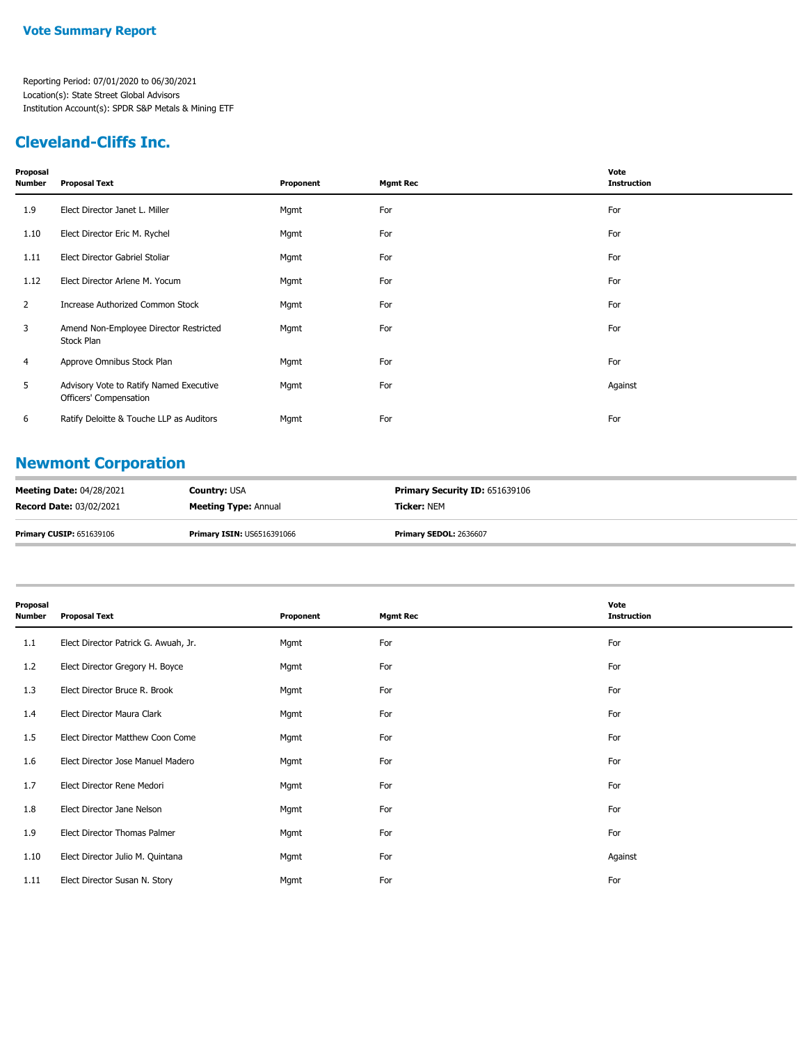**Vote Summary Report**

Reporting Period: 07/01/2020 to 06/30/2021
Location(s): State Street Global Advisors
Institution Account(s): SPDR S&P Metals & Mining ETF

## Cleveland-Cliffs Inc.

| Proposal Number | Proposal Text | Proponent | Mgmt Rec | Vote Instruction |
|---|---|---|---|---|
| 1.9 | Elect Director Janet L. Miller | Mgmt | For | For |
| 1.10 | Elect Director Eric M. Rychel | Mgmt | For | For |
| 1.11 | Elect Director Gabriel Stoliar | Mgmt | For | For |
| 1.12 | Elect Director Arlene M. Yocum | Mgmt | For | For |
| 2 | Increase Authorized Common Stock | Mgmt | For | For |
| 3 | Amend Non-Employee Director Restricted Stock Plan | Mgmt | For | For |
| 4 | Approve Omnibus Stock Plan | Mgmt | For | For |
| 5 | Advisory Vote to Ratify Named Executive Officers' Compensation | Mgmt | For | Against |
| 6 | Ratify Deloitte & Touche LLP as Auditors | Mgmt | For | For |

## Newmont Corporation

| | | |
|---|---|---|
| **Meeting Date:** 04/28/2021 | **Country:** USA | **Primary Security ID:** 651639106 |
| **Record Date:** 03/02/2021 | **Meeting Type:** Annual | **Ticker:** NEM |
| **Primary CUSIP:** 651639106 | **Primary ISIN:** US6516391066 | **Primary SEDOL:** 2636607 |

| Proposal Number | Proposal Text | Proponent | Mgmt Rec | Vote Instruction |
|---|---|---|---|---|
| 1.1 | Elect Director Patrick G. Awuah, Jr. | Mgmt | For | For |
| 1.2 | Elect Director Gregory H. Boyce | Mgmt | For | For |
| 1.3 | Elect Director Bruce R. Brook | Mgmt | For | For |
| 1.4 | Elect Director Maura Clark | Mgmt | For | For |
| 1.5 | Elect Director Matthew Coon Come | Mgmt | For | For |
| 1.6 | Elect Director Jose Manuel Madero | Mgmt | For | For |
| 1.7 | Elect Director Rene Medori | Mgmt | For | For |
| 1.8 | Elect Director Jane Nelson | Mgmt | For | For |
| 1.9 | Elect Director Thomas Palmer | Mgmt | For | For |
| 1.10 | Elect Director Julio M. Quintana | Mgmt | For | Against |
| 1.11 | Elect Director Susan N. Story | Mgmt | For | For |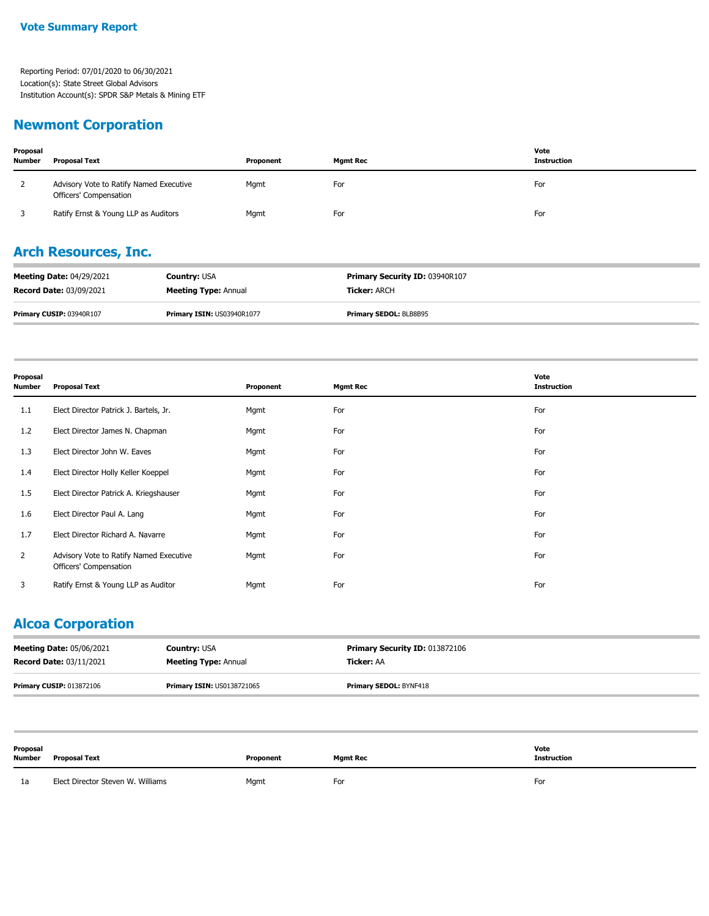## Vote Summary Report

Reporting Period: 07/01/2020 to 06/30/2021
Location(s): State Street Global Advisors
Institution Account(s): SPDR S&P Metals & Mining ETF

## Newmont Corporation

| Proposal Number | Proposal Text | Proponent | Mgmt Rec | Vote Instruction |
|---|---|---|---|---|
| 2 | Advisory Vote to Ratify Named Executive Officers' Compensation | Mgmt | For | For |
| 3 | Ratify Ernst & Young LLP as Auditors | Mgmt | For | For |

## Arch Resources, Inc.

| | | |
|---|---|---|
| **Meeting Date:** 04/29/2021 | **Country:** USA | **Primary Security ID:** 03940R107 |
| **Record Date:** 03/09/2021 | **Meeting Type:** Annual | **Ticker:** ARCH |
| **Primary CUSIP:** 03940R107 | **Primary ISIN:** US03940R1077 | **Primary SEDOL:** BLB8B95 |

| Proposal Number | Proposal Text | Proponent | Mgmt Rec | Vote Instruction |
|---|---|---|---|---|
| 1.1 | Elect Director Patrick J. Bartels, Jr. | Mgmt | For | For |
| 1.2 | Elect Director James N. Chapman | Mgmt | For | For |
| 1.3 | Elect Director John W. Eaves | Mgmt | For | For |
| 1.4 | Elect Director Holly Keller Koeppel | Mgmt | For | For |
| 1.5 | Elect Director Patrick A. Kriegshauser | Mgmt | For | For |
| 1.6 | Elect Director Paul A. Lang | Mgmt | For | For |
| 1.7 | Elect Director Richard A. Navarre | Mgmt | For | For |
| 2 | Advisory Vote to Ratify Named Executive Officers' Compensation | Mgmt | For | For |
| 3 | Ratify Ernst & Young LLP as Auditor | Mgmt | For | For |

## Alcoa Corporation

| | | |
|---|---|---|
| **Meeting Date:** 05/06/2021 | **Country:** USA | **Primary Security ID:** 013872106 |
| **Record Date:** 03/11/2021 | **Meeting Type:** Annual | **Ticker:** AA |
| **Primary CUSIP:** 013872106 | **Primary ISIN:** US0138721065 | **Primary SEDOL:** BYNF418 |

| Proposal Number | Proposal Text | Proponent | Mgmt Rec | Vote Instruction |
|---|---|---|---|---|
| 1a | Elect Director Steven W. Williams | Mgmt | For | For |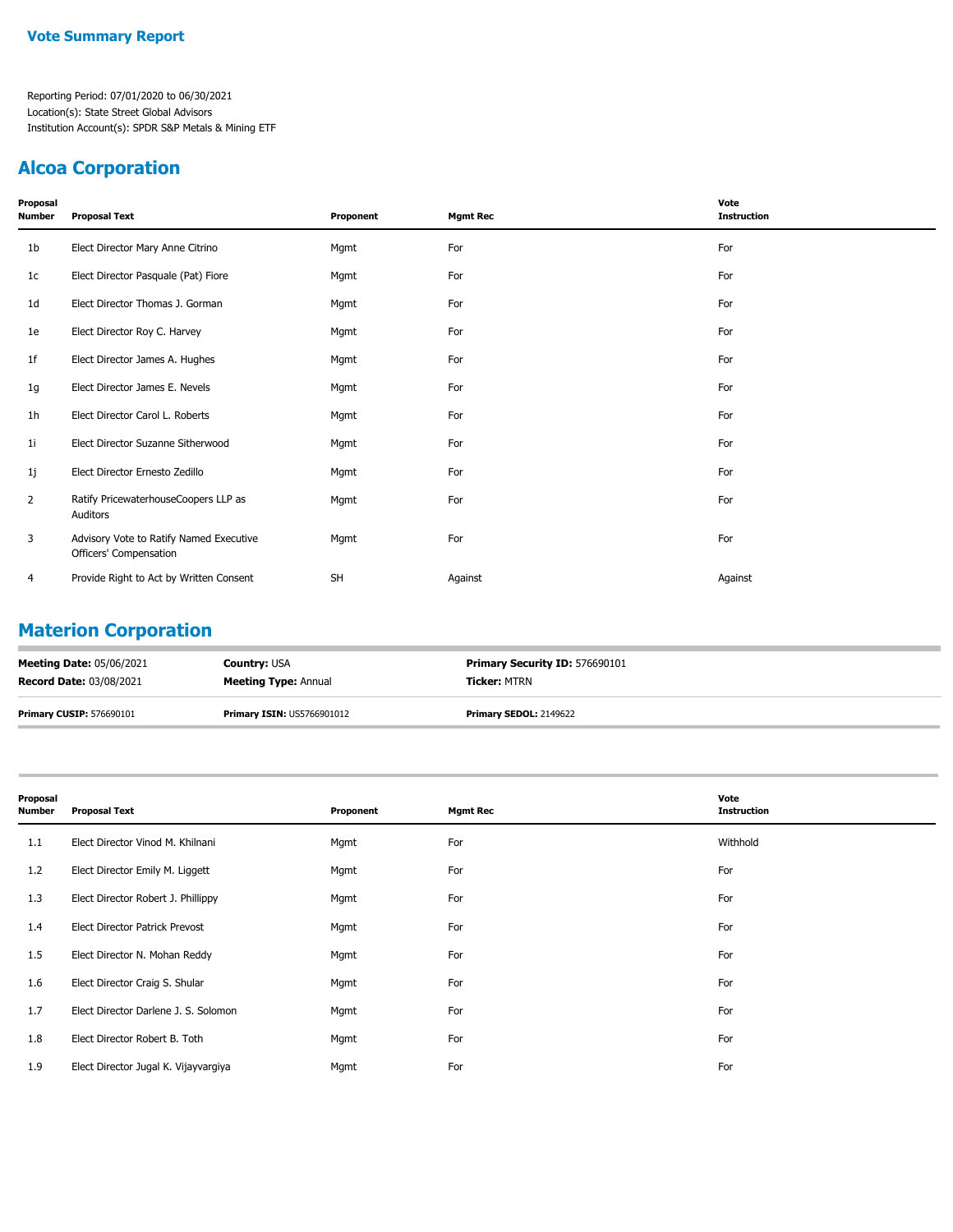## Vote Summary Report

Reporting Period: 07/01/2020 to 06/30/2021
Location(s): State Street Global Advisors
Institution Account(s): SPDR S&P Metals & Mining ETF

## Alcoa Corporation

| Proposal Number | Proposal Text | Proponent | Mgmt Rec | Vote Instruction |
|---|---|---|---|---|
| 1b | Elect Director Mary Anne Citrino | Mgmt | For | For |
| 1c | Elect Director Pasquale (Pat) Fiore | Mgmt | For | For |
| 1d | Elect Director Thomas J. Gorman | Mgmt | For | For |
| 1e | Elect Director Roy C. Harvey | Mgmt | For | For |
| 1f | Elect Director James A. Hughes | Mgmt | For | For |
| 1g | Elect Director James E. Nevels | Mgmt | For | For |
| 1h | Elect Director Carol L. Roberts | Mgmt | For | For |
| 1i | Elect Director Suzanne Sitherwood | Mgmt | For | For |
| 1j | Elect Director Ernesto Zedillo | Mgmt | For | For |
| 2 | Ratify PricewaterhouseCoopers LLP as Auditors | Mgmt | For | For |
| 3 | Advisory Vote to Ratify Named Executive Officers' Compensation | Mgmt | For | For |
| 4 | Provide Right to Act by Written Consent | SH | Against | Against |

## Materion Corporation

**Meeting Date:** 05/06/2021 **Country:** USA **Primary Security ID:** 576690101
**Record Date:** 03/08/2021 **Meeting Type:** Annual **Ticker:** MTRN

**Primary CUSIP:** 576690101 **Primary ISIN:** US5766901012 **Primary SEDOL:** 2149622

| Proposal Number | Proposal Text | Proponent | Mgmt Rec | Vote Instruction |
|---|---|---|---|---|
| 1.1 | Elect Director Vinod M. Khilnani | Mgmt | For | Withhold |
| 1.2 | Elect Director Emily M. Liggett | Mgmt | For | For |
| 1.3 | Elect Director Robert J. Phillippy | Mgmt | For | For |
| 1.4 | Elect Director Patrick Prevost | Mgmt | For | For |
| 1.5 | Elect Director N. Mohan Reddy | Mgmt | For | For |
| 1.6 | Elect Director Craig S. Shular | Mgmt | For | For |
| 1.7 | Elect Director Darlene J. S. Solomon | Mgmt | For | For |
| 1.8 | Elect Director Robert B. Toth | Mgmt | For | For |
| 1.9 | Elect Director Jugal K. Vijayvargiya | Mgmt | For | For |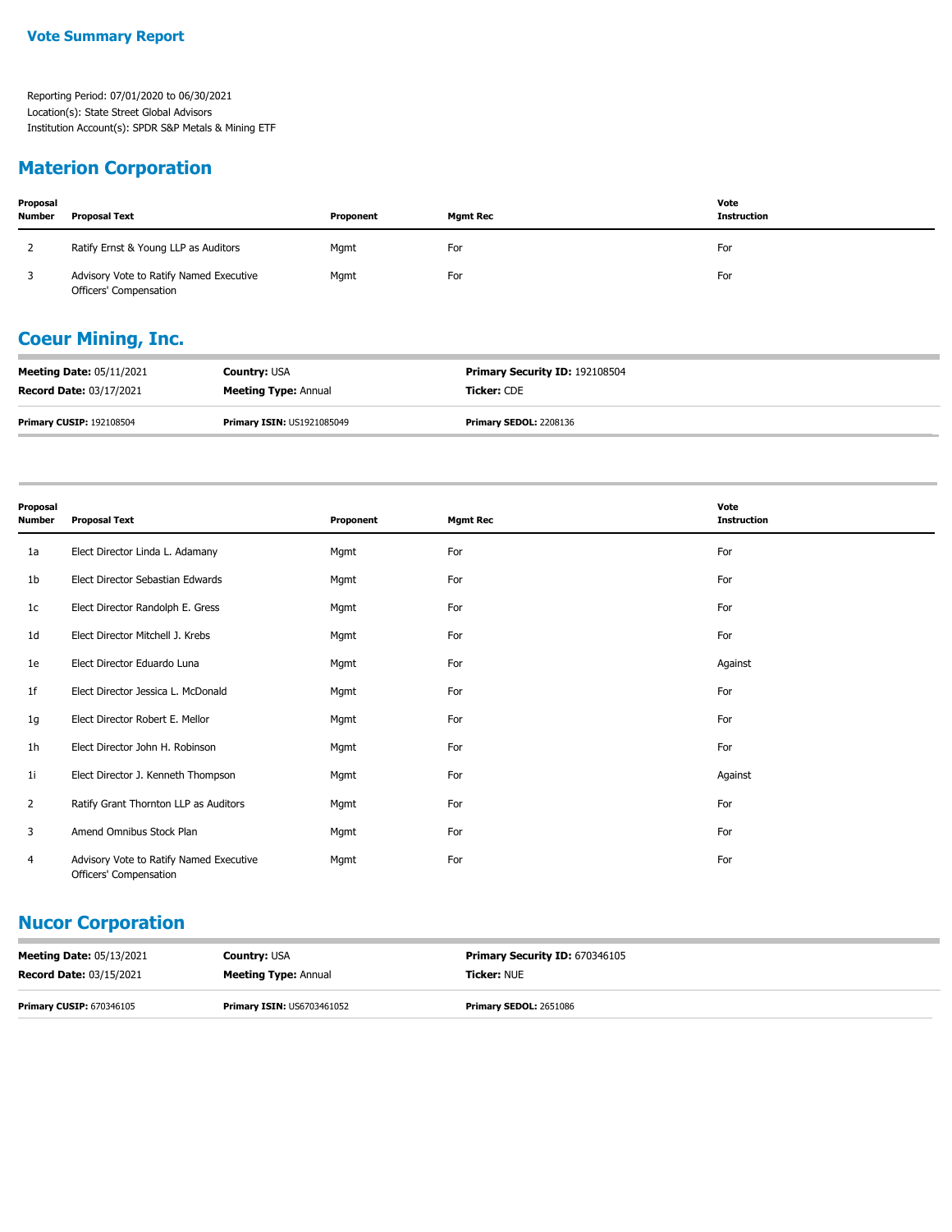## Vote Summary Report

Reporting Period: 07/01/2020 to 06/30/2021
Location(s): State Street Global Advisors
Institution Account(s): SPDR S&P Metals & Mining ETF

## Materion Corporation

| Proposal Number | Proposal Text | Proponent | Mgmt Rec | Vote Instruction |
|---|---|---|---|---|
| 2 | Ratify Ernst & Young LLP as Auditors | Mgmt | For | For |
| 3 | Advisory Vote to Ratify Named Executive Officers' Compensation | Mgmt | For | For |

## Coeur Mining, Inc.

| | | |
|---|---|---|
| **Meeting Date:** 05/11/2021 | **Country:** USA | **Primary Security ID:** 192108504 |
| **Record Date:** 03/17/2021 | **Meeting Type:** Annual | **Ticker:** CDE |
| **Primary CUSIP:** 192108504 | **Primary ISIN:** US1921085049 | **Primary SEDOL:** 2208136 |

| Proposal Number | Proposal Text | Proponent | Mgmt Rec | Vote Instruction |
|---|---|---|---|---|
| 1a | Elect Director Linda L. Adamany | Mgmt | For | For |
| 1b | Elect Director Sebastian Edwards | Mgmt | For | For |
| 1c | Elect Director Randolph E. Gress | Mgmt | For | For |
| 1d | Elect Director Mitchell J. Krebs | Mgmt | For | For |
| 1e | Elect Director Eduardo Luna | Mgmt | For | Against |
| 1f | Elect Director Jessica L. McDonald | Mgmt | For | For |
| 1g | Elect Director Robert E. Mellor | Mgmt | For | For |
| 1h | Elect Director John H. Robinson | Mgmt | For | For |
| 1i | Elect Director J. Kenneth Thompson | Mgmt | For | Against |
| 2 | Ratify Grant Thornton LLP as Auditors | Mgmt | For | For |
| 3 | Amend Omnibus Stock Plan | Mgmt | For | For |
| 4 | Advisory Vote to Ratify Named Executive Officers' Compensation | Mgmt | For | For |

## Nucor Corporation

| | | |
|---|---|---|
| **Meeting Date:** 05/13/2021 | **Country:** USA | **Primary Security ID:** 670346105 |
| **Record Date:** 03/15/2021 | **Meeting Type:** Annual | **Ticker:** NUE |
| **Primary CUSIP:** 670346105 | **Primary ISIN:** US6703461052 | **Primary SEDOL:** 2651086 |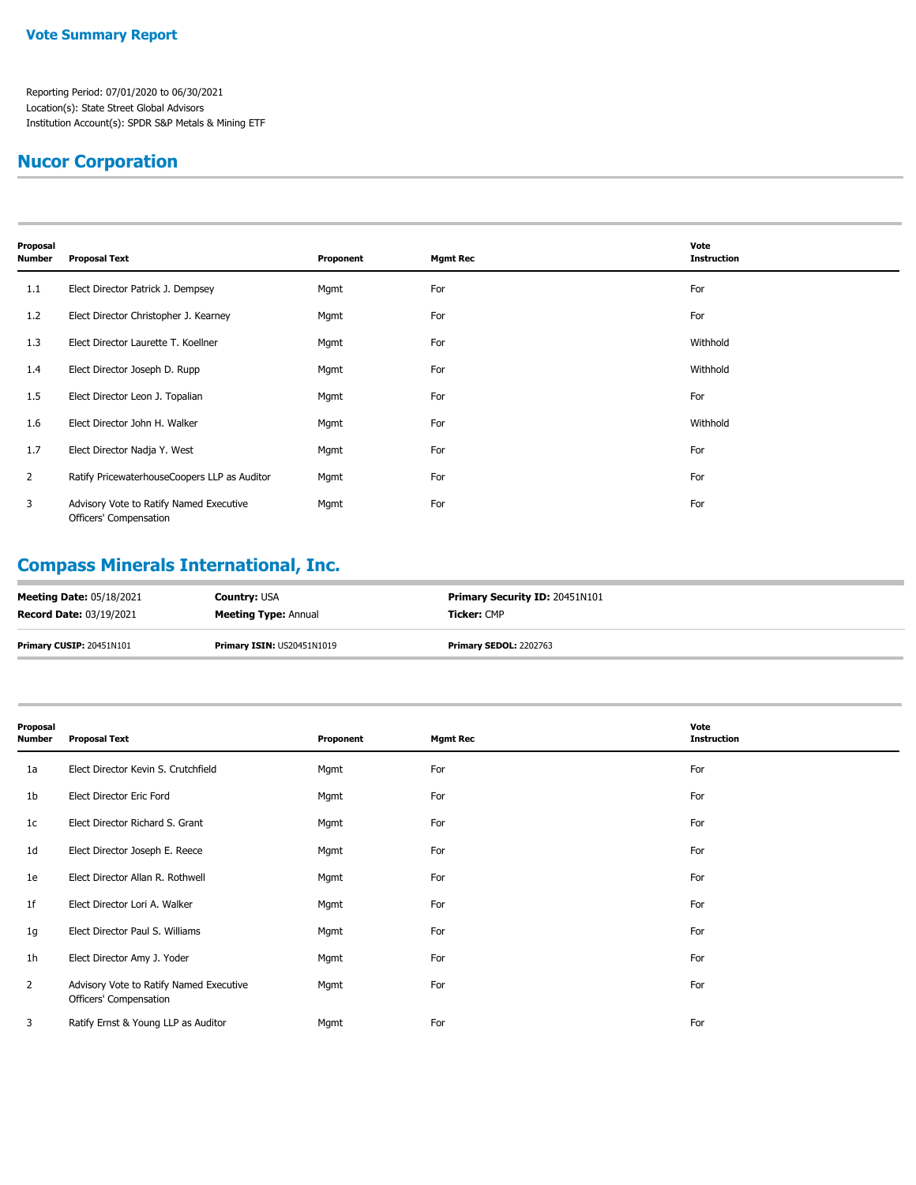## Vote Summary Report

Reporting Period: 07/01/2020 to 06/30/2021
Location(s): State Street Global Advisors
Institution Account(s): SPDR S&P Metals & Mining ETF

## Nucor Corporation

| Proposal Number | Proposal Text | Proponent | Mgmt Rec | Vote Instruction |
|---|---|---|---|---|
| 1.1 | Elect Director Patrick J. Dempsey | Mgmt | For | For |
| 1.2 | Elect Director Christopher J. Kearney | Mgmt | For | For |
| 1.3 | Elect Director Laurette T. Koellner | Mgmt | For | Withhold |
| 1.4 | Elect Director Joseph D. Rupp | Mgmt | For | Withhold |
| 1.5 | Elect Director Leon J. Topalian | Mgmt | For | For |
| 1.6 | Elect Director John H. Walker | Mgmt | For | Withhold |
| 1.7 | Elect Director Nadja Y. West | Mgmt | For | For |
| 2 | Ratify PricewaterhouseCoopers LLP as Auditor | Mgmt | For | For |
| 3 | Advisory Vote to Ratify Named Executive Officers' Compensation | Mgmt | For | For |

## Compass Minerals International, Inc.

**Meeting Date:** 05/18/2021 **Country:** USA **Primary Security ID:** 20451N101
**Record Date:** 03/19/2021 **Meeting Type:** Annual **Ticker:** CMP

**Primary CUSIP:** 20451N101 **Primary ISIN:** US20451N1019 **Primary SEDOL:** 2202763

| Proposal Number | Proposal Text | Proponent | Mgmt Rec | Vote Instruction |
|---|---|---|---|---|
| 1a | Elect Director Kevin S. Crutchfield | Mgmt | For | For |
| 1b | Elect Director Eric Ford | Mgmt | For | For |
| 1c | Elect Director Richard S. Grant | Mgmt | For | For |
| 1d | Elect Director Joseph E. Reece | Mgmt | For | For |
| 1e | Elect Director Allan R. Rothwell | Mgmt | For | For |
| 1f | Elect Director Lori A. Walker | Mgmt | For | For |
| 1g | Elect Director Paul S. Williams | Mgmt | For | For |
| 1h | Elect Director Amy J. Yoder | Mgmt | For | For |
| 2 | Advisory Vote to Ratify Named Executive Officers' Compensation | Mgmt | For | For |
| 3 | Ratify Ernst & Young LLP as Auditor | Mgmt | For | For |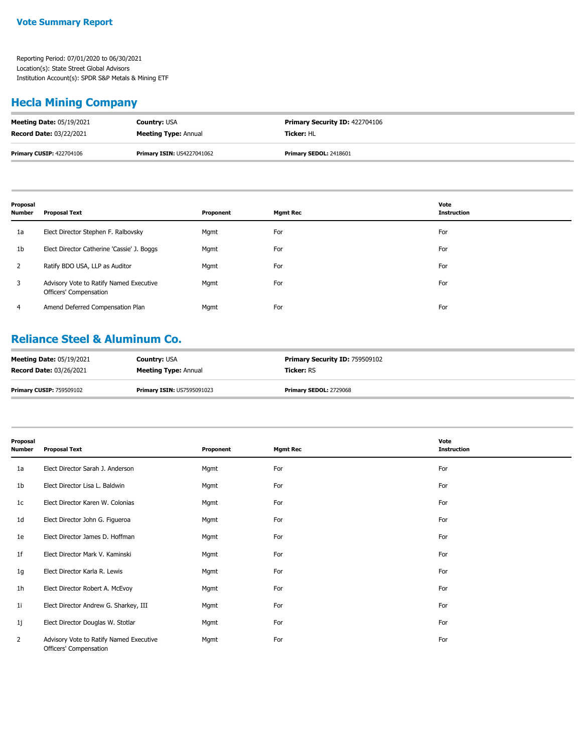**Vote Summary Report**

Reporting Period: 07/01/2020 to 06/30/2021
Location(s): State Street Global Advisors
Institution Account(s): SPDR S&P Metals & Mining ETF

## Hecla Mining Company

| **Meeting Date:** 05/19/2021 | **Country:** USA | **Primary Security ID:** 422704106 |
|---|---|---|
| **Record Date:** 03/22/2021 | **Meeting Type:** Annual | **Ticker:** HL |
| **Primary CUSIP:** 422704106 | **Primary ISIN:** US4227041062 | **Primary SEDOL:** 2418601 |

| Proposal Number | Proposal Text | Proponent | Mgmt Rec | Vote Instruction |
|---|---|---|---|---|
| 1a | Elect Director Stephen F. Ralbovsky | Mgmt | For | For |
| 1b | Elect Director Catherine 'Cassie' J. Boggs | Mgmt | For | For |
| 2 | Ratify BDO USA, LLP as Auditor | Mgmt | For | For |
| 3 | Advisory Vote to Ratify Named Executive Officers' Compensation | Mgmt | For | For |
| 4 | Amend Deferred Compensation Plan | Mgmt | For | For |

## Reliance Steel & Aluminum Co.

| **Meeting Date:** 05/19/2021 | **Country:** USA | **Primary Security ID:** 759509102 |
|---|---|---|
| **Record Date:** 03/26/2021 | **Meeting Type:** Annual | **Ticker:** RS |
| **Primary CUSIP:** 759509102 | **Primary ISIN:** US7595091023 | **Primary SEDOL:** 2729068 |

| Proposal Number | Proposal Text | Proponent | Mgmt Rec | Vote Instruction |
|---|---|---|---|---|
| 1a | Elect Director Sarah J. Anderson | Mgmt | For | For |
| 1b | Elect Director Lisa L. Baldwin | Mgmt | For | For |
| 1c | Elect Director Karen W. Colonias | Mgmt | For | For |
| 1d | Elect Director John G. Figueroa | Mgmt | For | For |
| 1e | Elect Director James D. Hoffman | Mgmt | For | For |
| 1f | Elect Director Mark V. Kaminski | Mgmt | For | For |
| 1g | Elect Director Karla R. Lewis | Mgmt | For | For |
| 1h | Elect Director Robert A. McEvoy | Mgmt | For | For |
| 1i | Elect Director Andrew G. Sharkey, III | Mgmt | For | For |
| 1j | Elect Director Douglas W. Stotlar | Mgmt | For | For |
| 2 | Advisory Vote to Ratify Named Executive Officers' Compensation | Mgmt | For | For |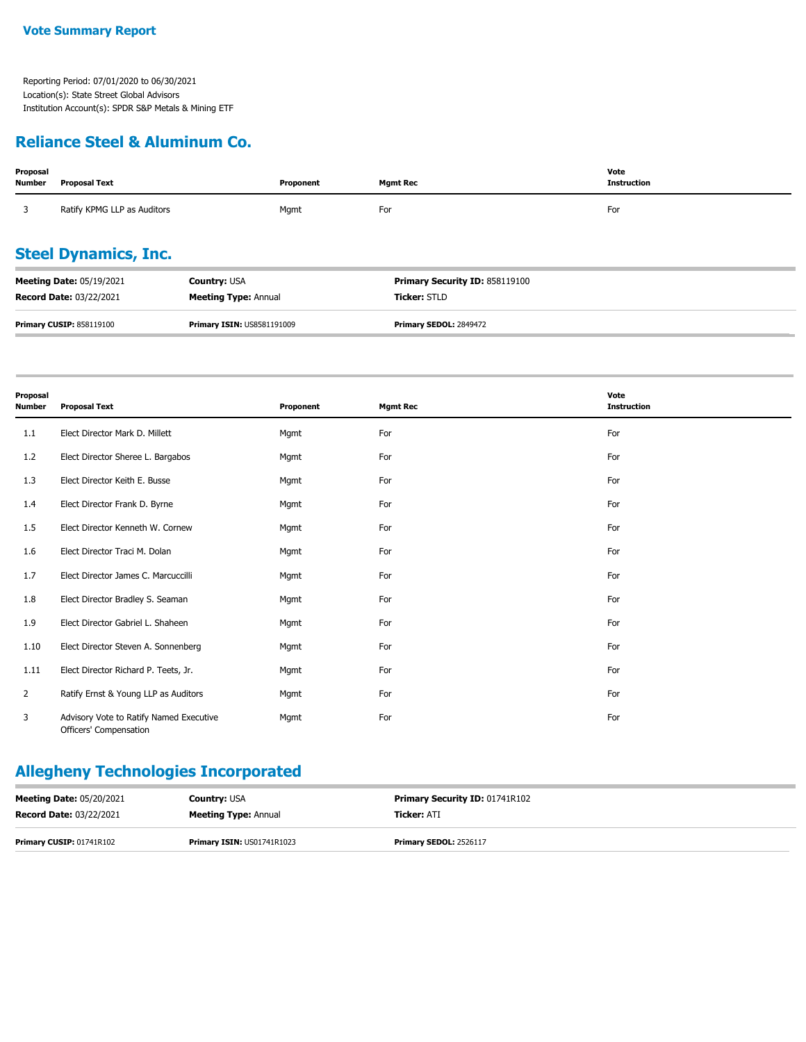**Vote Summary Report**

Reporting Period: 07/01/2020 to 06/30/2021
Location(s): State Street Global Advisors
Institution Account(s): SPDR S&P Metals & Mining ETF

## Reliance Steel & Aluminum Co.

| Proposal Number | Proposal Text | Proponent | Mgmt Rec | Vote Instruction |
|---|---|---|---|---|
| 3 | Ratify KPMG LLP as Auditors | Mgmt | For | For |

## Steel Dynamics, Inc.

| | | |
|---|---|---|
| **Meeting Date:** 05/19/2021 | **Country:** USA | **Primary Security ID:** 858119100 |
| **Record Date:** 03/22/2021 | **Meeting Type:** Annual | **Ticker:** STLD |
| **Primary CUSIP:** 858119100 | **Primary ISIN:** US8581191009 | **Primary SEDOL:** 2849472 |

| Proposal Number | Proposal Text | Proponent | Mgmt Rec | Vote Instruction |
|---|---|---|---|---|
| 1.1 | Elect Director Mark D. Millett | Mgmt | For | For |
| 1.2 | Elect Director Sheree L. Bargabos | Mgmt | For | For |
| 1.3 | Elect Director Keith E. Busse | Mgmt | For | For |
| 1.4 | Elect Director Frank D. Byrne | Mgmt | For | For |
| 1.5 | Elect Director Kenneth W. Cornew | Mgmt | For | For |
| 1.6 | Elect Director Traci M. Dolan | Mgmt | For | For |
| 1.7 | Elect Director James C. Marcuccilli | Mgmt | For | For |
| 1.8 | Elect Director Bradley S. Seaman | Mgmt | For | For |
| 1.9 | Elect Director Gabriel L. Shaheen | Mgmt | For | For |
| 1.10 | Elect Director Steven A. Sonnenberg | Mgmt | For | For |
| 1.11 | Elect Director Richard P. Teets, Jr. | Mgmt | For | For |
| 2 | Ratify Ernst & Young LLP as Auditors | Mgmt | For | For |
| 3 | Advisory Vote to Ratify Named Executive Officers' Compensation | Mgmt | For | For |

## Allegheny Technologies Incorporated

| | | |
|---|---|---|
| **Meeting Date:** 05/20/2021 | **Country:** USA | **Primary Security ID:** 01741R102 |
| **Record Date:** 03/22/2021 | **Meeting Type:** Annual | **Ticker:** ATI |
| **Primary CUSIP:** 01741R102 | **Primary ISIN:** US01741R1023 | **Primary SEDOL:** 2526117 |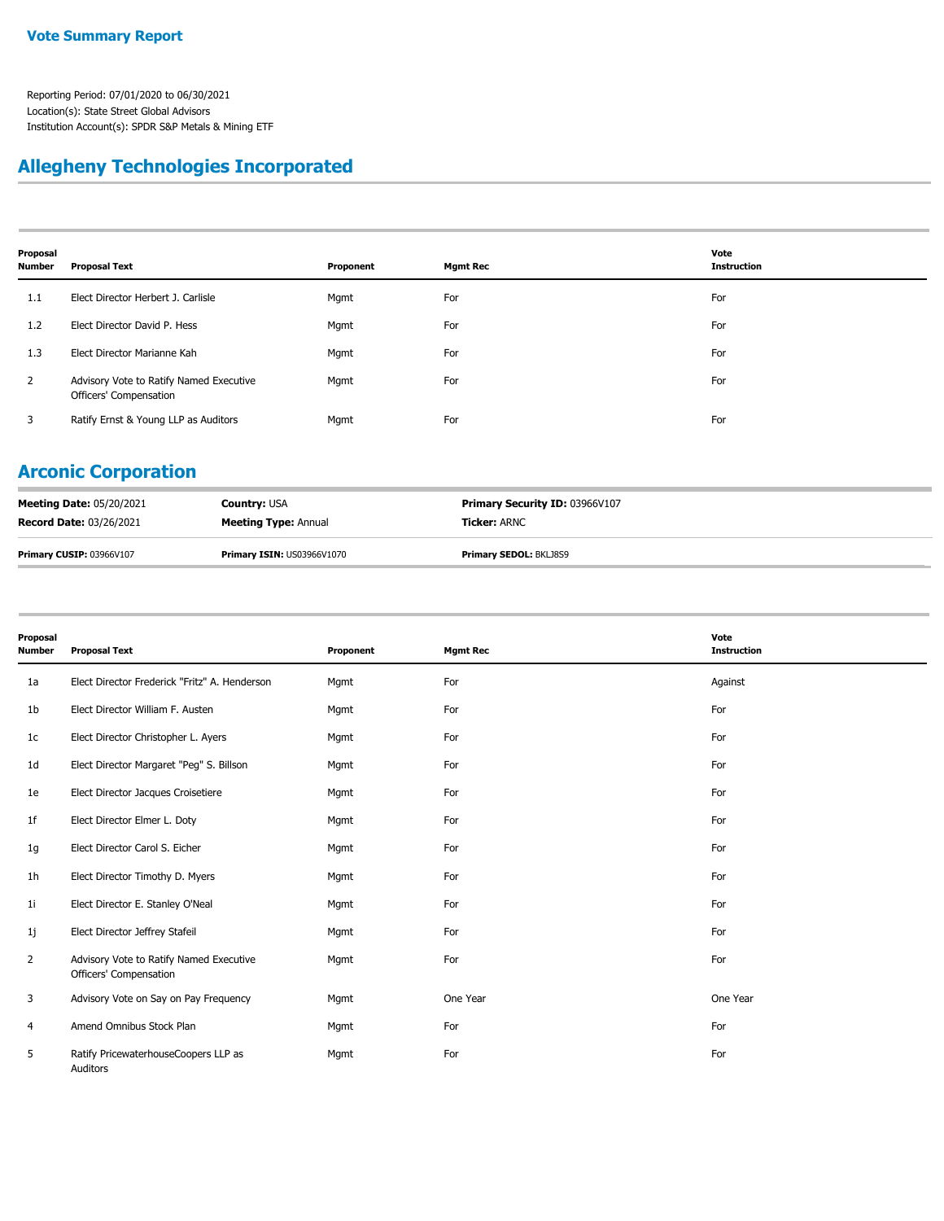## Vote Summary Report

Reporting Period: 07/01/2020 to 06/30/2021
Location(s): State Street Global Advisors
Institution Account(s): SPDR S&P Metals & Mining ETF

## Allegheny Technologies Incorporated

| Proposal Number | Proposal Text | Proponent | Mgmt Rec | Vote Instruction |
|---|---|---|---|---|
| 1.1 | Elect Director Herbert J. Carlisle | Mgmt | For | For |
| 1.2 | Elect Director David P. Hess | Mgmt | For | For |
| 1.3 | Elect Director Marianne Kah | Mgmt | For | For |
| 2 | Advisory Vote to Ratify Named Executive Officers' Compensation | Mgmt | For | For |
| 3 | Ratify Ernst & Young LLP as Auditors | Mgmt | For | For |

## Arconic Corporation

**Meeting Date:** 05/20/2021 | **Country:** USA | **Primary Security ID:** 03966V107
**Record Date:** 03/26/2021 | **Meeting Type:** Annual | **Ticker:** ARNC
**Primary CUSIP:** 03966V107 | **Primary ISIN:** US03966V1070 | **Primary SEDOL:** BKLJ8S9

| Proposal Number | Proposal Text | Proponent | Mgmt Rec | Vote Instruction |
|---|---|---|---|---|
| 1a | Elect Director Frederick "Fritz" A. Henderson | Mgmt | For | Against |
| 1b | Elect Director William F. Austen | Mgmt | For | For |
| 1c | Elect Director Christopher L. Ayers | Mgmt | For | For |
| 1d | Elect Director Margaret "Peg" S. Billson | Mgmt | For | For |
| 1e | Elect Director Jacques Croisetiere | Mgmt | For | For |
| 1f | Elect Director Elmer L. Doty | Mgmt | For | For |
| 1g | Elect Director Carol S. Eicher | Mgmt | For | For |
| 1h | Elect Director Timothy D. Myers | Mgmt | For | For |
| 1i | Elect Director E. Stanley O'Neal | Mgmt | For | For |
| 1j | Elect Director Jeffrey Stafeil | Mgmt | For | For |
| 2 | Advisory Vote to Ratify Named Executive Officers' Compensation | Mgmt | For | For |
| 3 | Advisory Vote on Say on Pay Frequency | Mgmt | One Year | One Year |
| 4 | Amend Omnibus Stock Plan | Mgmt | For | For |
| 5 | Ratify PricewaterhouseCoopers LLP as Auditors | Mgmt | For | For |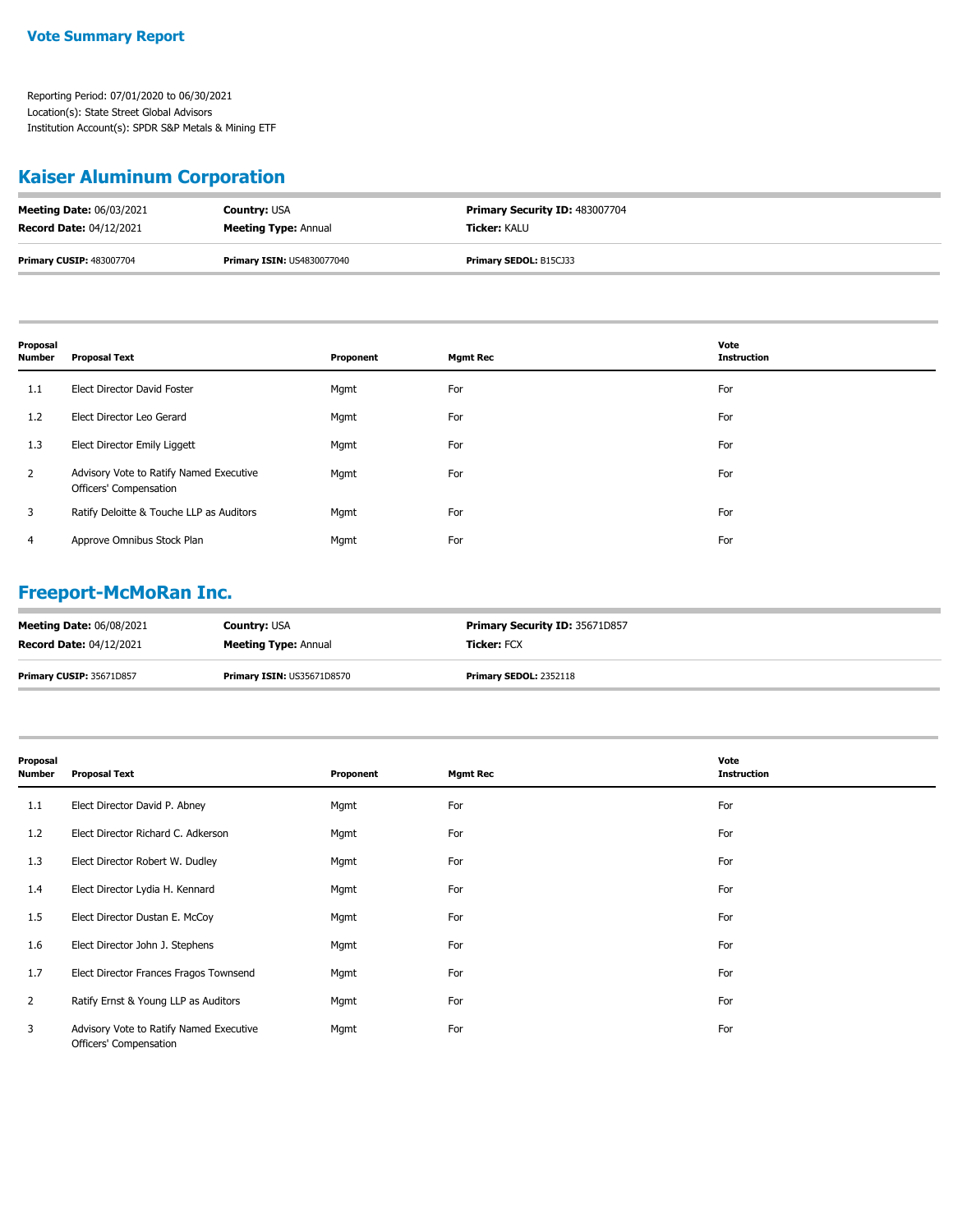**Vote Summary Report**

Reporting Period: 07/01/2020 to 06/30/2021
Location(s): State Street Global Advisors
Institution Account(s): SPDR S&P Metals & Mining ETF

## Kaiser Aluminum Corporation

| | | |
|---|---|---|
| **Meeting Date:** 06/03/2021 | **Country:** USA | **Primary Security ID:** 483007704 |
| **Record Date:** 04/12/2021 | **Meeting Type:** Annual | **Ticker:** KALU |
| **Primary CUSIP:** 483007704 | **Primary ISIN:** US4830077040 | **Primary SEDOL:** B15CJ33 |

| Proposal Number | Proposal Text | Proponent | Mgmt Rec | Vote Instruction |
|---|---|---|---|---|
| 1.1 | Elect Director David Foster | Mgmt | For | For |
| 1.2 | Elect Director Leo Gerard | Mgmt | For | For |
| 1.3 | Elect Director Emily Liggett | Mgmt | For | For |
| 2 | Advisory Vote to Ratify Named Executive Officers' Compensation | Mgmt | For | For |
| 3 | Ratify Deloitte & Touche LLP as Auditors | Mgmt | For | For |
| 4 | Approve Omnibus Stock Plan | Mgmt | For | For |

## Freeport-McMoRan Inc.

| | | |
|---|---|---|
| **Meeting Date:** 06/08/2021 | **Country:** USA | **Primary Security ID:** 35671D857 |
| **Record Date:** 04/12/2021 | **Meeting Type:** Annual | **Ticker:** FCX |
| **Primary CUSIP:** 35671D857 | **Primary ISIN:** US35671D8570 | **Primary SEDOL:** 2352118 |

| Proposal Number | Proposal Text | Proponent | Mgmt Rec | Vote Instruction |
|---|---|---|---|---|
| 1.1 | Elect Director David P. Abney | Mgmt | For | For |
| 1.2 | Elect Director Richard C. Adkerson | Mgmt | For | For |
| 1.3 | Elect Director Robert W. Dudley | Mgmt | For | For |
| 1.4 | Elect Director Lydia H. Kennard | Mgmt | For | For |
| 1.5 | Elect Director Dustan E. McCoy | Mgmt | For | For |
| 1.6 | Elect Director John J. Stephens | Mgmt | For | For |
| 1.7 | Elect Director Frances Fragos Townsend | Mgmt | For | For |
| 2 | Ratify Ernst & Young LLP as Auditors | Mgmt | For | For |
| 3 | Advisory Vote to Ratify Named Executive Officers' Compensation | Mgmt | For | For |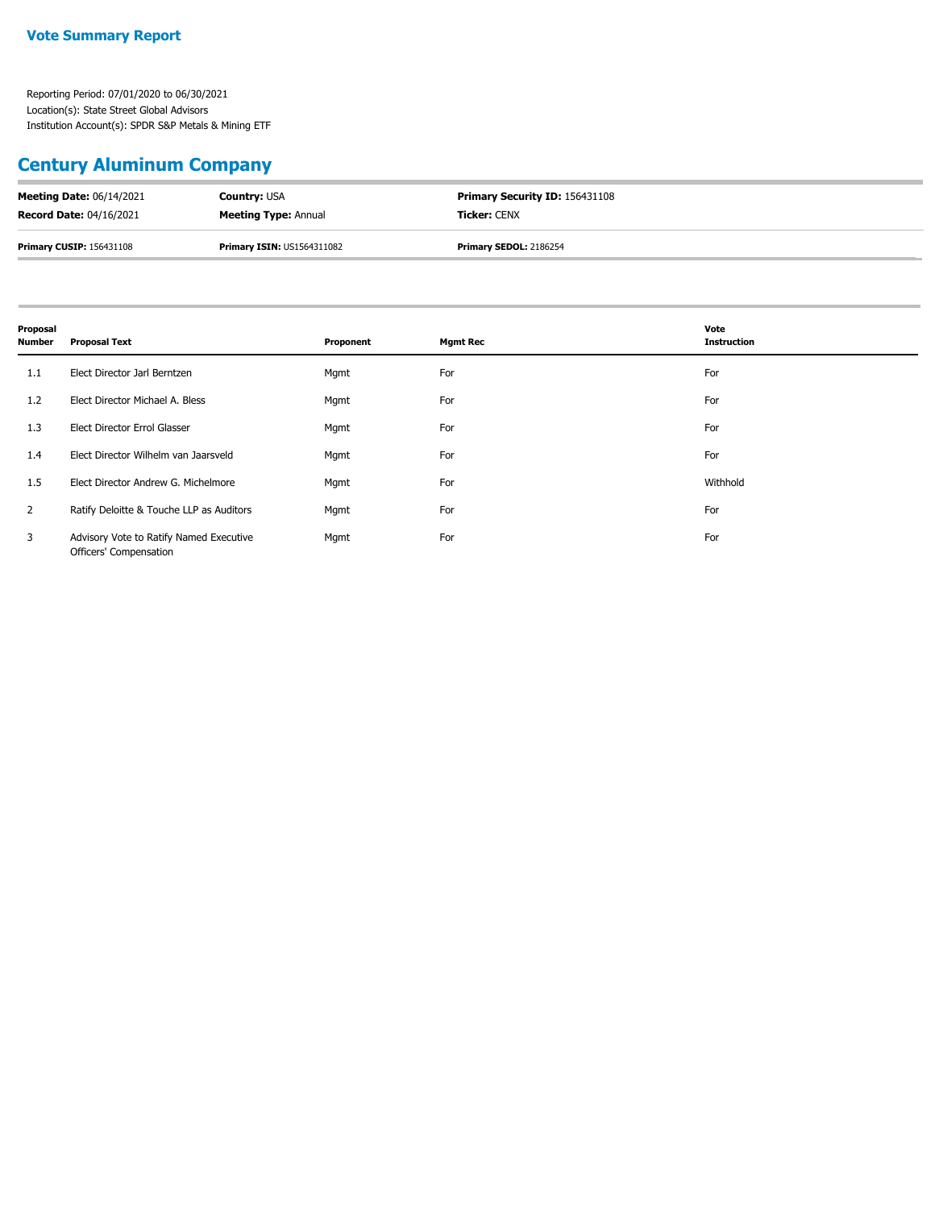# Vote Summary Report

Reporting Period: 07/01/2020 to 06/30/2021
Location(s): State Street Global Advisors
Institution Account(s): SPDR S&P Metals & Mining ETF

## Century Aluminum Company

| | | |
|---|---|---|
| **Meeting Date:** 06/14/2021 | **Country:** USA | **Primary Security ID:** 156431108 |
| **Record Date:** 04/16/2021 | **Meeting Type:** Annual | **Ticker:** CENX |
| **Primary CUSIP:** 156431108 | **Primary ISIN:** US1564311082 | **Primary SEDOL:** 2186254 |

| Proposal Number | Proposal Text | Proponent | Mgmt Rec | Vote Instruction |
|---|---|---|---|---|
| 1.1 | Elect Director Jarl Berntzen | Mgmt | For | For |
| 1.2 | Elect Director Michael A. Bless | Mgmt | For | For |
| 1.3 | Elect Director Errol Glasser | Mgmt | For | For |
| 1.4 | Elect Director Wilhelm van Jaarsveld | Mgmt | For | For |
| 1.5 | Elect Director Andrew G. Michelmore | Mgmt | For | Withhold |
| 2 | Ratify Deloitte & Touche LLP as Auditors | Mgmt | For | For |
| 3 | Advisory Vote to Ratify Named Executive Officers' Compensation | Mgmt | For | For |